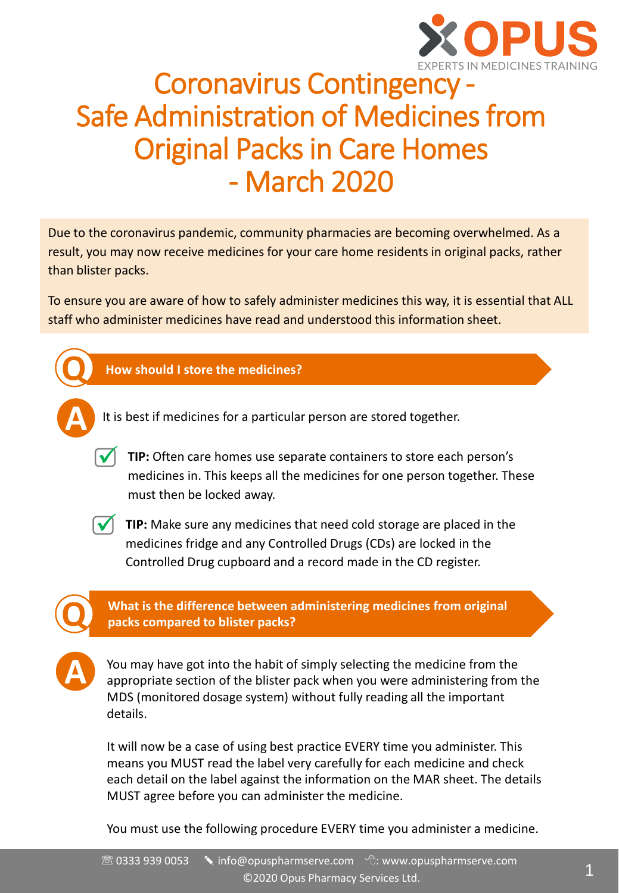OPUS

EXPERTS IN MEDICINES TRAINING

# Coronavirus Contingency - Safe Administration of Medicines from Original Packs in Care Homes - March 2020

Due to the coronavirus pandemic, community pharmacies are becoming overwhelmed. As a result, you may now receive medicines for your care home residents in original packs, rather than blister packs.

To ensure you are aware of how to safely administer medicines this way, it is essential that ALL staff who administer medicines have read and understood this information sheet.

## Q: How should I store the medicines?

**A:** It is best if medicines for a particular person are stored together.

- **TIP:** Often care homes use separate containers to store each person's medicines in. This keeps all the medicines for one person together. These must then be locked away.
- **TIP:** Make sure any medicines that need cold storage are placed in the medicines fridge and any Controlled Drugs (CDs) are locked in the Controlled Drug cupboard and a record made in the CD register.

## Q: What is the difference between administering medicines from original packs compared to blister packs?

**A:** You may have got into the habit of simply selecting the medicine from the appropriate section of the blister pack when you were administering from the MDS (monitored dosage system) without fully reading all the important details.

It will now be a case of using best practice EVERY time you administer. This means you MUST read the label very carefully for each medicine and check each detail on the label against the information on the MAR sheet. The details MUST agree before you can administer the medicine.

You must use the following procedure EVERY time you administer a medicine.

☏ 0333 939 0053 ✎ info@opuspharmserve.com : www.opuspharmserve.com
©2020 Opus Pharmacy Services Ltd.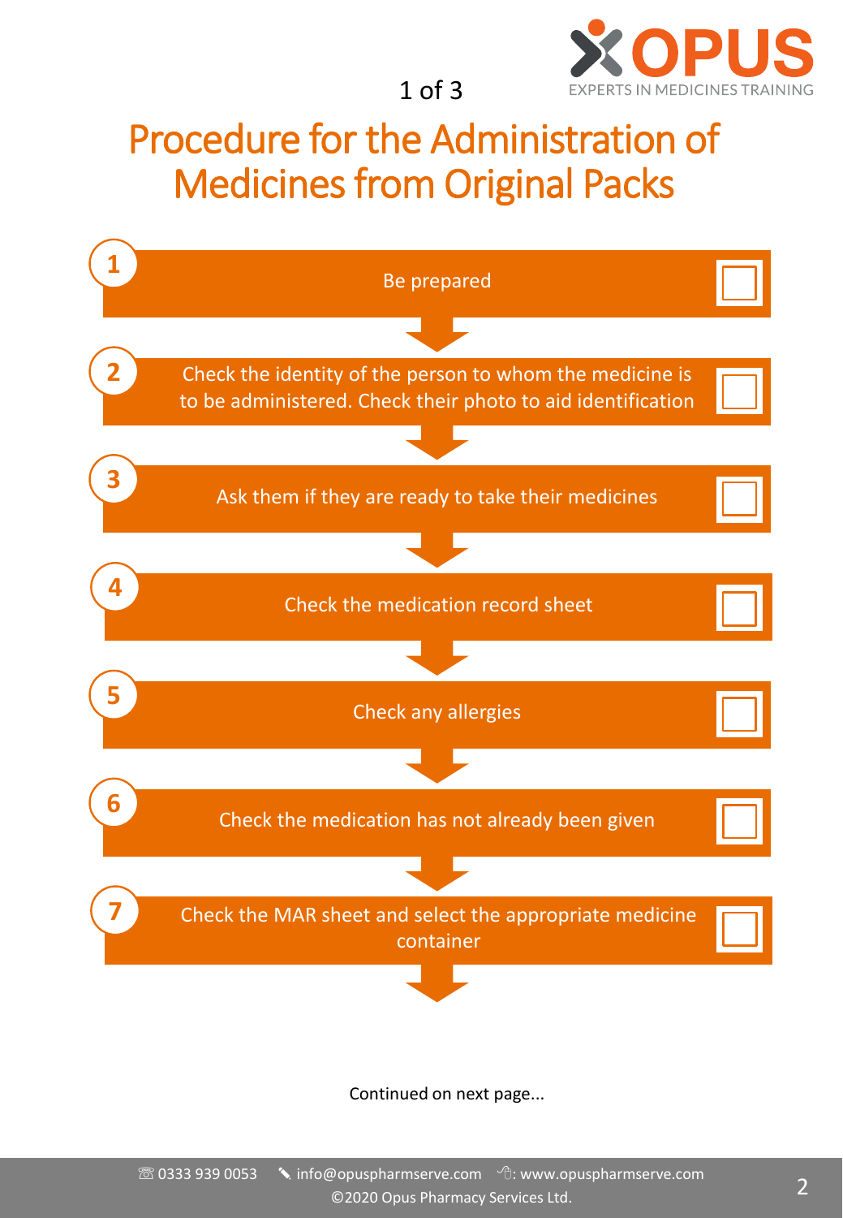# Procedure for the Administration of Medicines from Original Packs

1. Be prepared ☐
2. Check the identity of the person to whom the medicine is to be administered. Check their photo to aid identification ☐
3. Ask them if they are ready to take their medicines ☐
4. Check the medication record sheet ☐
5. Check any allergies ☐
6. Check the medication has not already been given ☐
7. Check the MAR sheet and select the appropriate medicine container ☐

Continued on next page...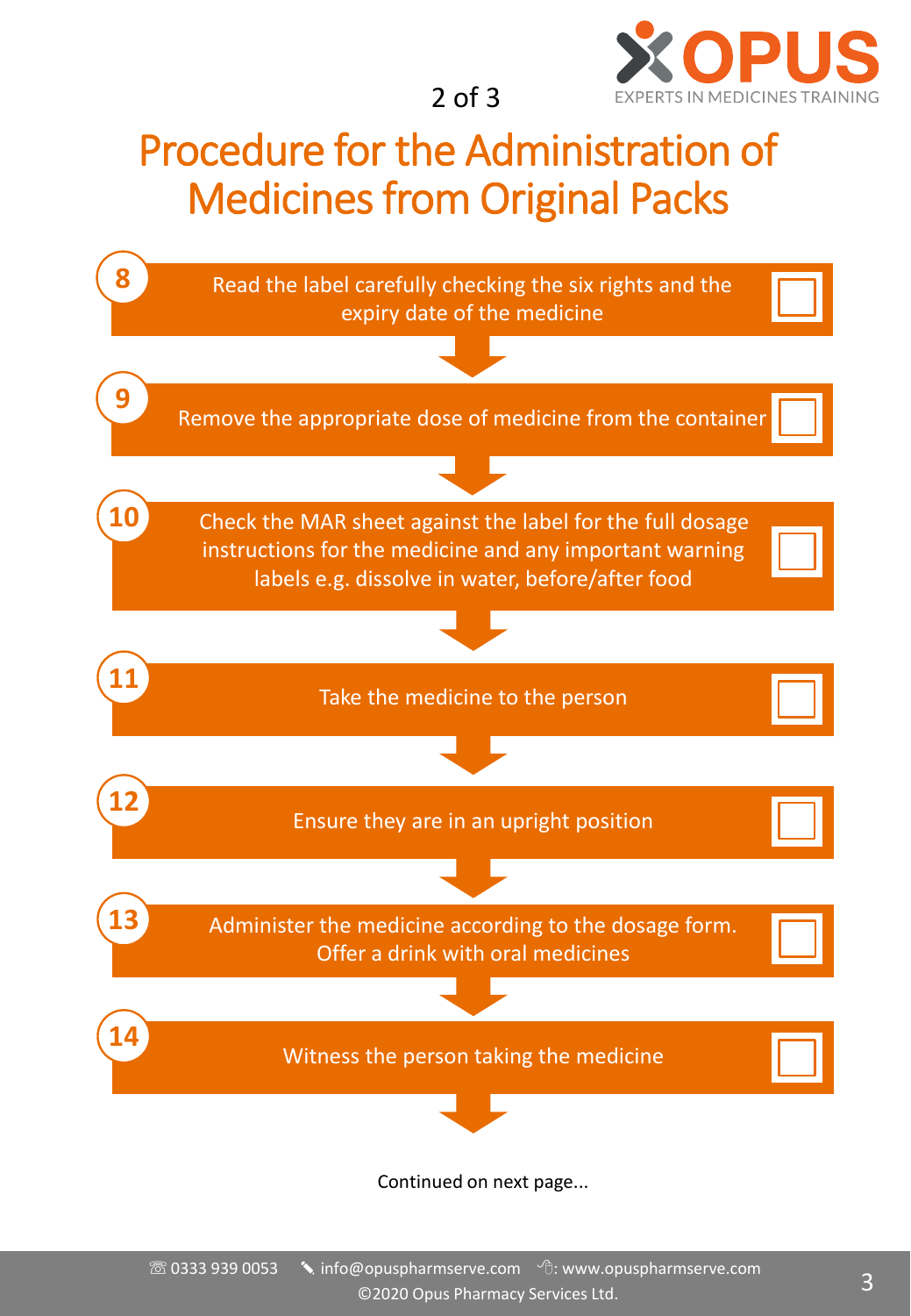# Procedure for the Administration of Medicines from Original Packs

8. Read the label carefully checking the six rights and the expiry date of the medicine ☐

9. Remove the appropriate dose of medicine from the container ☐

10. Check the MAR sheet against the label for the full dosage instructions for the medicine and any important warning labels e.g. dissolve in water, before/after food ☐

11. Take the medicine to the person ☐

12. Ensure they are in an upright position ☐

13. Administer the medicine according to the dosage form. Offer a drink with oral medicines ☐

14. Witness the person taking the medicine ☐

Continued on next page...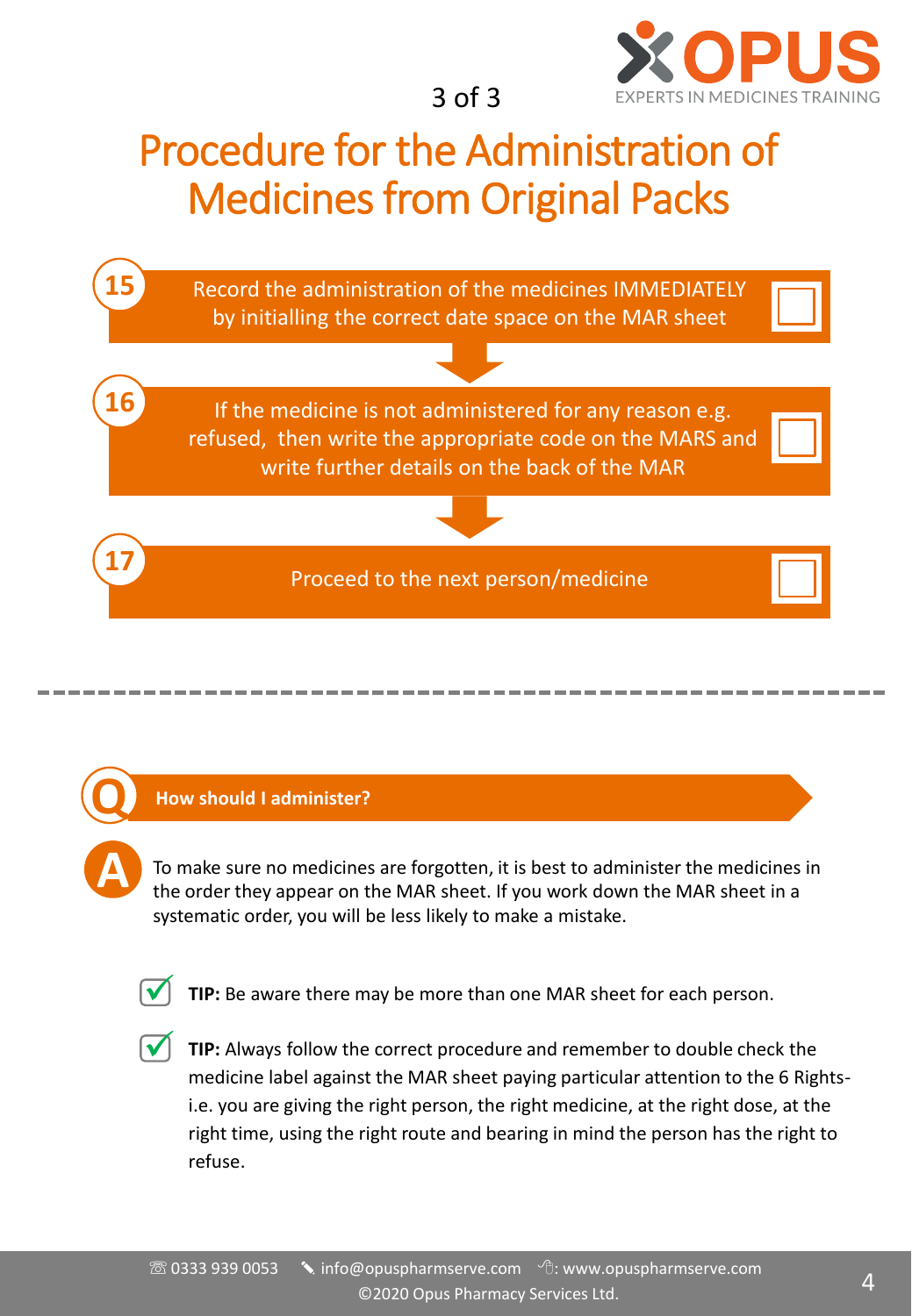# Procedure for the Administration of Medicines from Original Packs

**15** Record the administration of the medicines IMMEDIATELY by initialling the correct date space on the MAR sheet ☐

**16** If the medicine is not administered for any reason e.g. refused, then write the appropriate code on the MARS and write further details on the back of the MAR ☐

**17** Proceed to the next person/medicine ☐

---

**Q: How should I administer?**

**A:** To make sure no medicines are forgotten, it is best to administer the medicines in the order they appear on the MAR sheet. If you work down the MAR sheet in a systematic order, you will be less likely to make a mistake.

- **TIP:** Be aware there may be more than one MAR sheet for each person.
- **TIP:** Always follow the correct procedure and remember to double check the medicine label against the MAR sheet paying particular attention to the 6 Rights- i.e. you are giving the right person, the right medicine, at the right dose, at the right time, using the right route and bearing in mind the person has the right to refuse.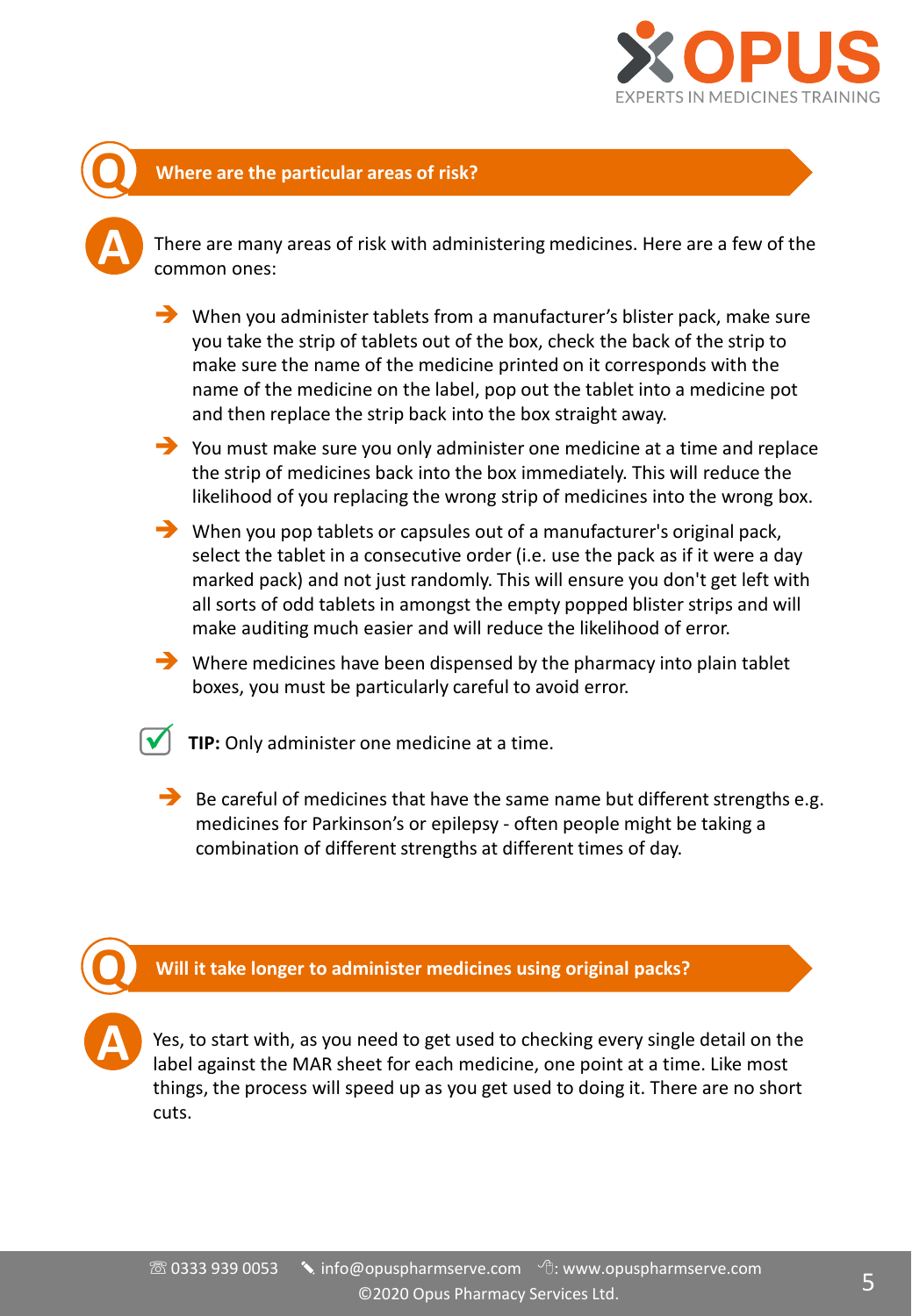## Q: Where are the particular areas of risk?

**A:** There are many areas of risk with administering medicines. Here are a few of the common ones:

- When you administer tablets from a manufacturer's blister pack, make sure you take the strip of tablets out of the box, check the back of the strip to make sure the name of the medicine printed on it corresponds with the name of the medicine on the label, pop out the tablet into a medicine pot and then replace the strip back into the box straight away.
- You must make sure you only administer one medicine at a time and replace the strip of medicines back into the box immediately. This will reduce the likelihood of you replacing the wrong strip of medicines into the wrong box.
- When you pop tablets or capsules out of a manufacturer's original pack, select the tablet in a consecutive order (i.e. use the pack as if it were a day marked pack) and not just randomly. This will ensure you don't get left with all sorts of odd tablets in amongst the empty popped blister strips and will make auditing much easier and will reduce the likelihood of error.
- Where medicines have been dispensed by the pharmacy into plain tablet boxes, you must be particularly careful to avoid error.

**TIP:** Only administer one medicine at a time.

- Be careful of medicines that have the same name but different strengths e.g. medicines for Parkinson's or epilepsy - often people might be taking a combination of different strengths at different times of day.

## Q: Will it take longer to administer medicines using original packs?

**A:** Yes, to start with, as you need to get used to checking every single detail on the label against the MAR sheet for each medicine, one point at a time. Like most things, the process will speed up as you get used to doing it. There are no short cuts.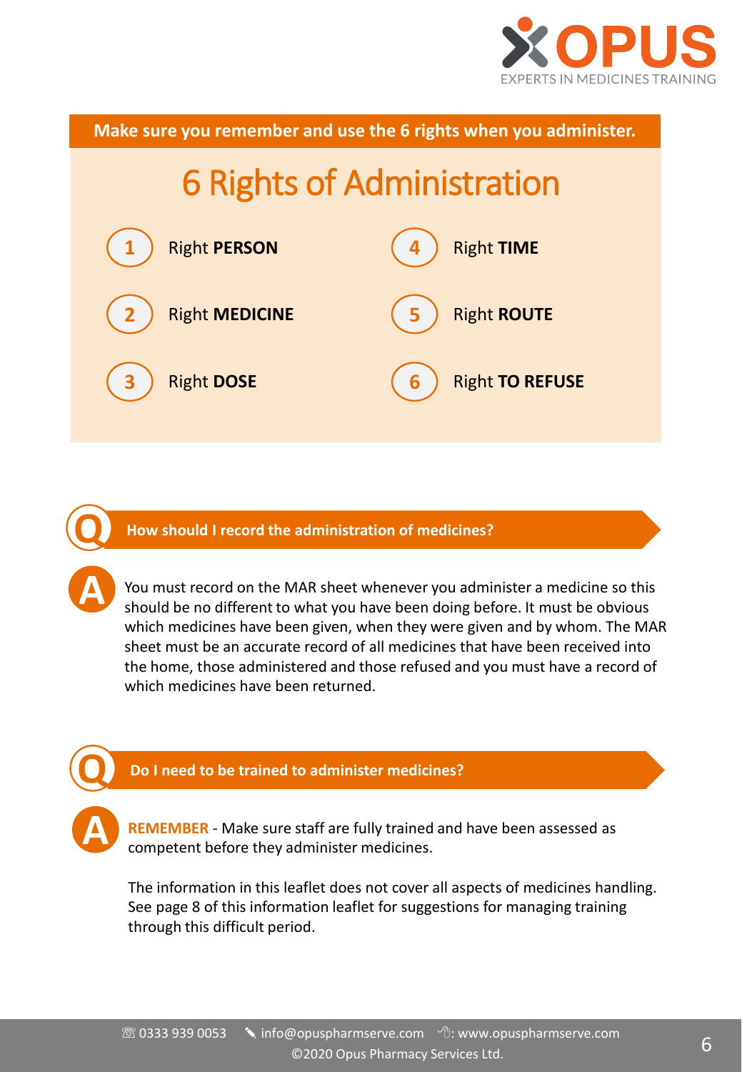**Make sure you remember and use the 6 rights when you administer.**

## 6 Rights of Administration

1. Right **PERSON**
2. Right **MEDICINE**
3. Right **DOSE**
4. Right **TIME**
5. Right **ROUTE**
6. Right **TO REFUSE**

### Q: How should I record the administration of medicines?

**A:** You must record on the MAR sheet whenever you administer a medicine so this should be no different to what you have been doing before. It must be obvious which medicines have been given, when they were given and by whom. The MAR sheet must be an accurate record of all medicines that have been received into the home, those administered and those refused and you must have a record of which medicines have been returned.

### Q: Do I need to be trained to administer medicines?

**A:** **REMEMBER** - Make sure staff are fully trained and have been assessed as competent before they administer medicines.

The information in this leaflet does not cover all aspects of medicines handling. See page 8 of this information leaflet for suggestions for managing training through this difficult period.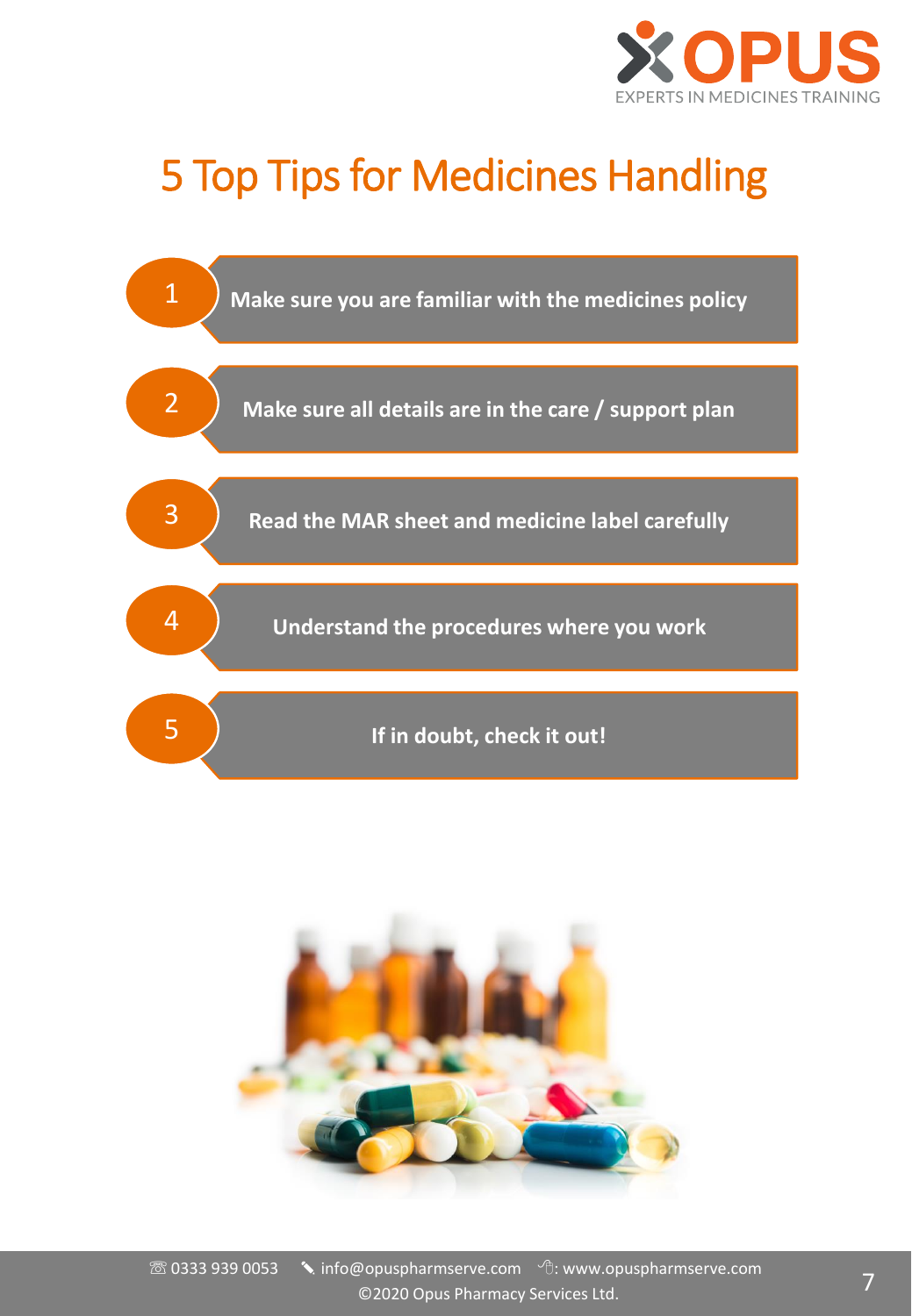# 5 Top Tips for Medicines Handling

1. **Make sure you are familiar with the medicines policy**
2. **Make sure all details are in the care / support plan**
3. **Read the MAR sheet and medicine label carefully**
4. **Understand the procedures where you work**
5. **If in doubt, check it out!**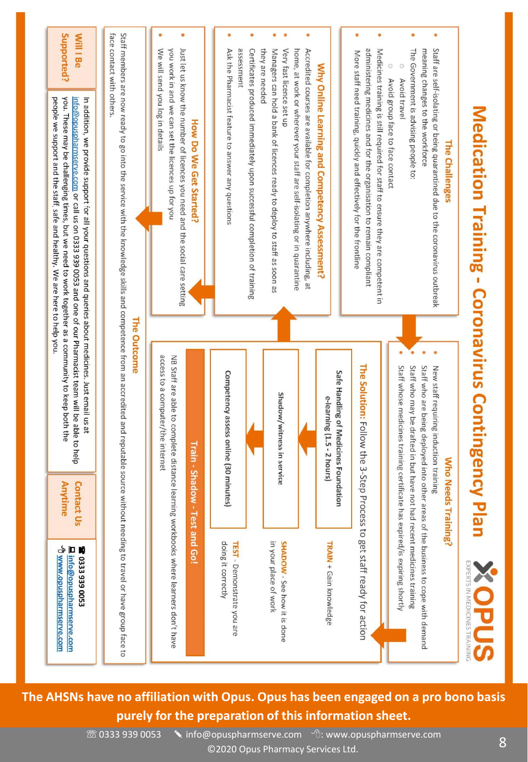# Medication Training - Coronavirus Contingency Plan

OPUS
EXPERTS IN MEDICINES TRAINING

## The Challenges

- Staff are self-isolating or being quarantined due to the coronavirus outbreak meaning changes to the workforce
- The Government is advising people to:
  - Avoid travel
  - Avoid group face to face contact
- Medicines training is still required for staff to ensure they are competent in administering medicines and for the organisation to remain compliant
- More staff need training, quickly and effectively for the frontline

## Who Needs Training?

- New staff requiring induction training
- Staff who are being deployed into other areas of the business to cope with demand
- Staff who may be drafted in but have not had recent medicines training
- Staff whose medicines training certificate has expired/is expiring shortly

## Why Online Learning and Competency Assessment?

- Accredited courses are available for completion anywhere including, at home, at work or wherever your staff are self-isolating or in quarantine
- Very fast licence set up
- Managers can hold a bank of licences ready to deploy to staff as soon as they are needed
- Certificates produced immediately upon successful completion of training assessment
- Ask the Pharmacist feature to answer any questions

## The Solution: Follow the 3-Step Process to get staff ready for action

| | |
|---|---|
| Safe Handling of Medicines Foundation e-learning (1.5 - 2 hours) | TRAIN + Gain knowledge |
| Shadow/witness in service | SHADOW - See how it is done in your place of work |
| Competency assess online (30 minutes) | TEST - Demonstrate you are doing it correctly |

**Train - Shadow - Test and Go!**

NB Staff are able to complete distance learning workbooks where learners don't have access to a computer/the internet

## How Do We Get Started?

- Just let us know the number of licences you need and the social care setting you work in and we can set the licences up for you
- We will send you log in details

## The Outcome

Staff members are now ready to go into the service with the knowledge skills and competence from an accredited and reputable source without needing to travel or have group face to face contact with others.

## Will I Be Supported?

In addition, we provide support for all your questions and queries about medicines. Just email us at info@opuspharmserve.com or call us on 0333 939 0053 and one of our Pharmacist team will be able to help you. These may be challenging times, but we need to work together as a community to keep both the people we support and the staff, safe and healthy. We are here to help you.

## Contact Us Anytime

- 0333 939 0053
- info@opuspharmserve.com
- www.opuspharmserve.com

**The AHSNs have no affiliation with Opus. Opus has been engaged on a pro bono basis purely for the preparation of this information sheet.**

0333 939 0053 info@opuspharmserve.com : www.opuspharmserve.com

©2020 Opus Pharmacy Services Ltd.